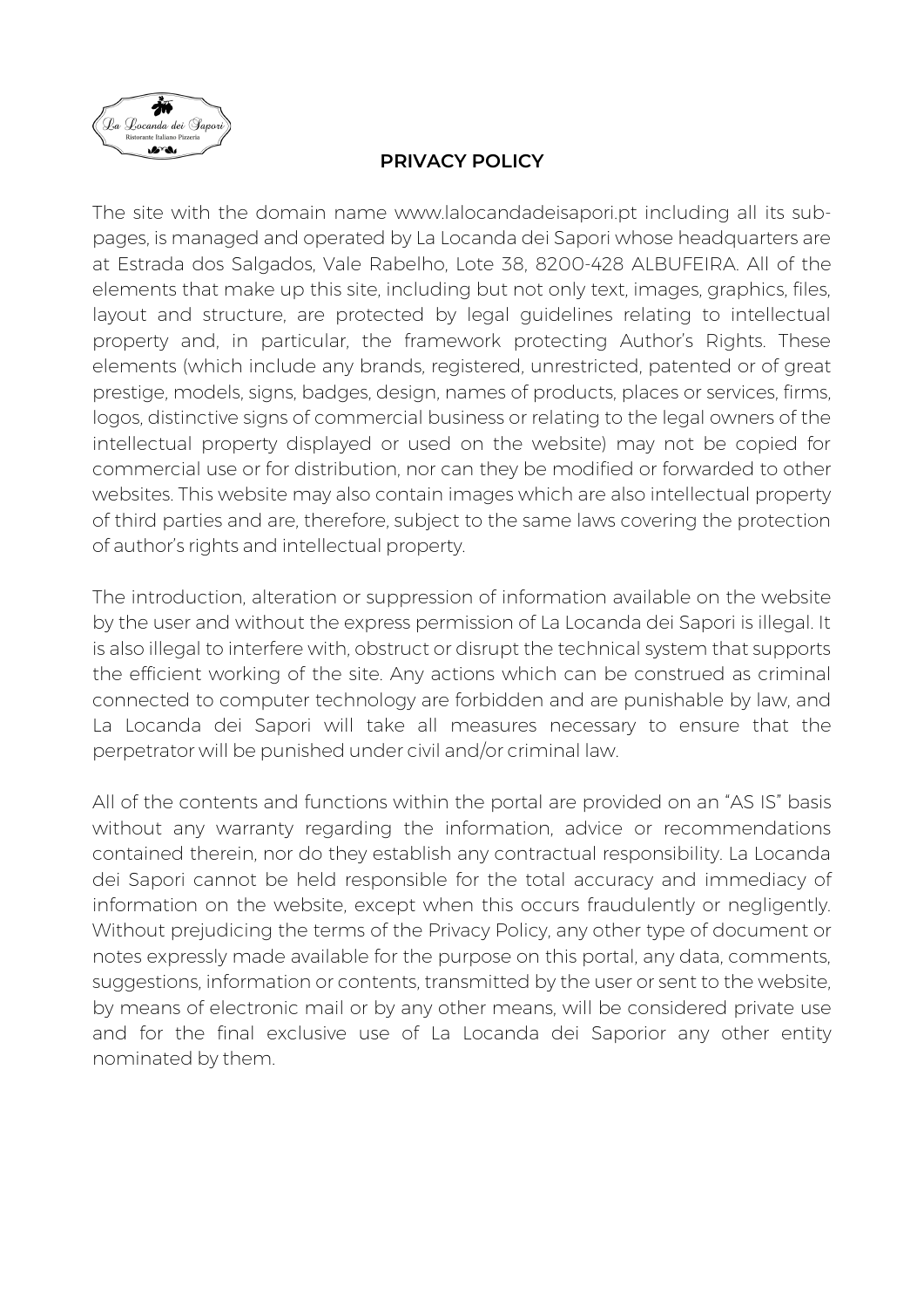# PRIVACY POLICY

The site with the domain name www.lalocandadeisapori.pt including all its sub-pages, is managed and operated by La Locanda dei Sapori whose headquarters are at Estrada dos Salgados, Vale Rabelho, Lote 38, 8200-428 ALBUFEIRA. All of the elements that make up this site, including but not only text, images, graphics, files, layout and structure, are protected by legal guidelines relating to intellectual property and, in particular, the framework protecting Author's Rights. These elements (which include any brands, registered, unrestricted, patented or of great prestige, models, signs, badges, design, names of products, places or services, firms, logos, distinctive signs of commercial business or relating to the legal owners of the intellectual property displayed or used on the website) may not be copied for commercial use or for distribution, nor can they be modified or forwarded to other websites. This website may also contain images which are also intellectual property of third parties and are, therefore, subject to the same laws covering the protection of author's rights and intellectual property.

The introduction, alteration or suppression of information available on the website by the user and without the express permission of La Locanda dei Sapori is illegal. It is also illegal to interfere with, obstruct or disrupt the technical system that supports the efficient working of the site. Any actions which can be construed as criminal connected to computer technology are forbidden and are punishable by law, and La Locanda dei Sapori will take all measures necessary to ensure that the perpetrator will be punished under civil and/or criminal law.

All of the contents and functions within the portal are provided on an "AS IS" basis without any warranty regarding the information, advice or recommendations contained therein, nor do they establish any contractual responsibility. La Locanda dei Sapori cannot be held responsible for the total accuracy and immediacy of information on the website, except when this occurs fraudulently or negligently. Without prejudicing the terms of the Privacy Policy, any other type of document or notes expressly made available for the purpose on this portal, any data, comments, suggestions, information or contents, transmitted by the user or sent to the website, by means of electronic mail or by any other means, will be considered private use and for the final exclusive use of La Locanda dei Saporior any other entity nominated by them.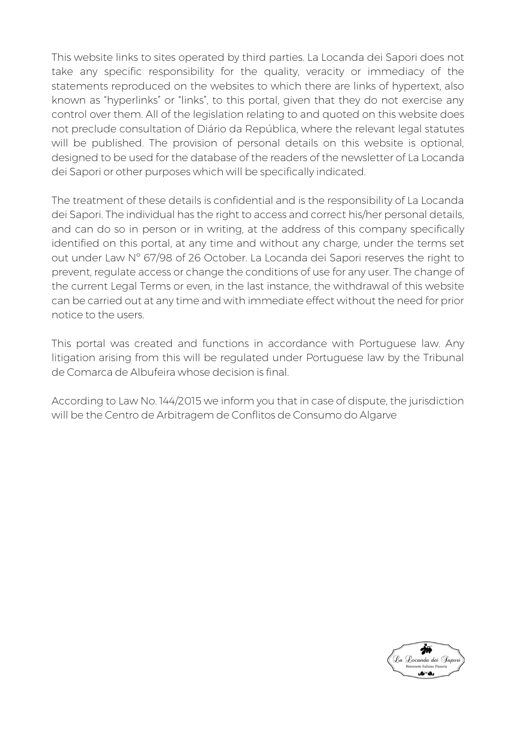This website links to sites operated by third parties. La Locanda dei Sapori does not take any specific responsibility for the quality, veracity or immediacy of the statements reproduced on the websites to which there are links of hypertext, also known as "hyperlinks" or "links", to this portal, given that they do not exercise any control over them. All of the legislation relating to and quoted on this website does not preclude consultation of Diário da República, where the relevant legal statutes will be published. The provision of personal details on this website is optional, designed to be used for the database of the readers of the newsletter of La Locanda dei Sapori or other purposes which will be specifically indicated.

The treatment of these details is confidential and is the responsibility of La Locanda dei Sapori. The individual has the right to access and correct his/her personal details, and can do so in person or in writing, at the address of this company specifically identified on this portal, at any time and without any charge, under the terms set out under Law N° 67/98 of 26 October. La Locanda dei Sapori reserves the right to prevent, regulate access or change the conditions of use for any user. The change of the current Legal Terms or even, in the last instance, the withdrawal of this website can be carried out at any time and with immediate effect without the need for prior notice to the users.

This portal was created and functions in accordance with Portuguese law. Any litigation arising from this will be regulated under Portuguese law by the Tribunal de Comarca de Albufeira whose decision is final.

According to Law No. 144/2015 we inform you that in case of dispute, the jurisdiction will be the Centro de Arbitragem de Conflitos de Consumo do Algarve

La Locanda dei Sapori
Ristorante Italiano Pizzeria